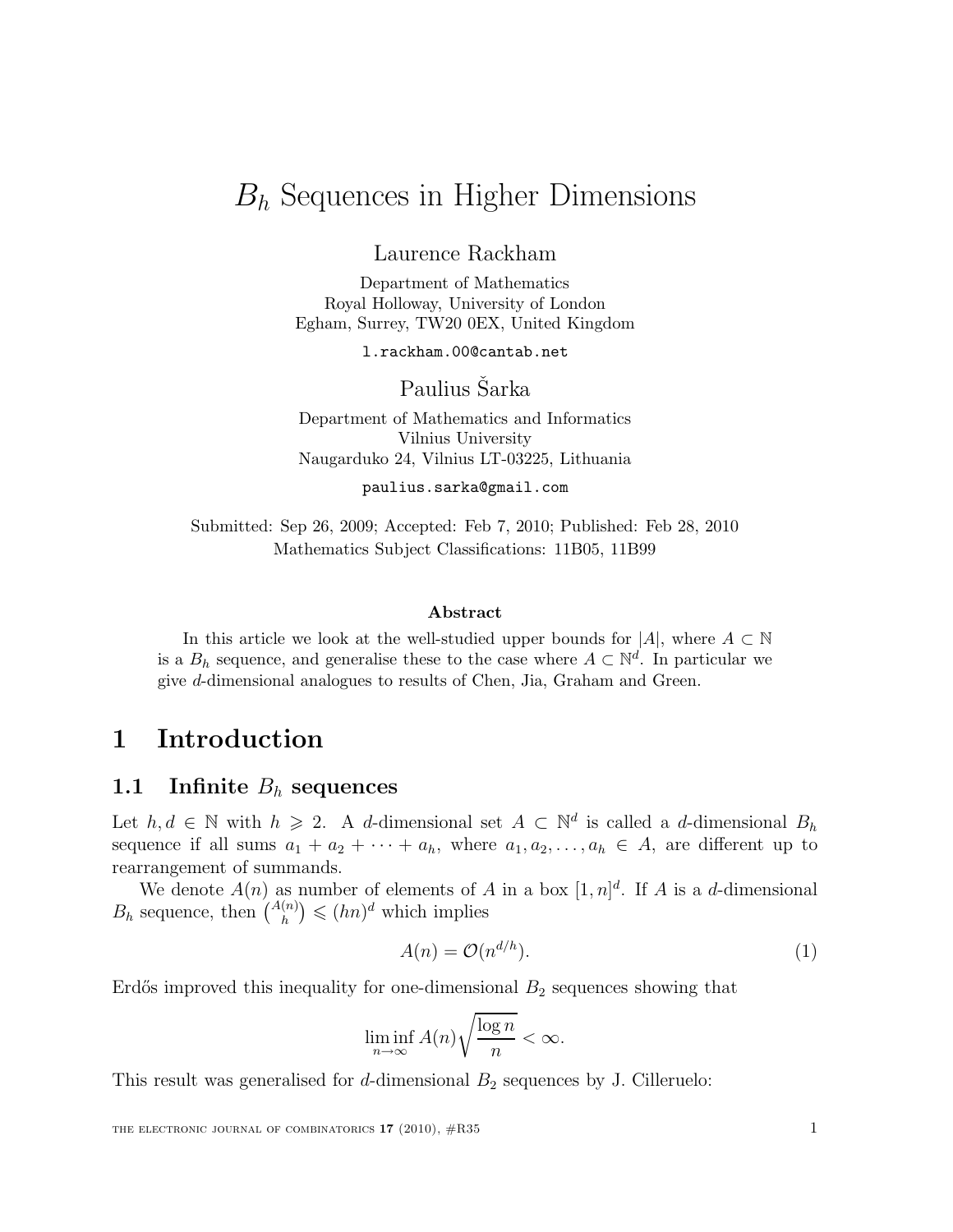# $B_h$ Sequences in Higher Dimensions

Laurence Rackham

Department of Mathematics
Royal Holloway, University of London
Egham, Surrey, TW20 0EX, United Kingdom

l.rackham.00@cantab.net

Paulius Šarka

Department of Mathematics and Informatics
Vilnius University
Naugarduko 24, Vilnius LT-03225, Lithuania

paulius.sarka@gmail.com

Submitted: Sep 26, 2009; Accepted: Feb 7, 2010; Published: Feb 28, 2010
Mathematics Subject Classifications: 11B05, 11B99

**Abstract**

In this article we look at the well-studied upper bounds for $|A|$, where $A \subset \mathbb{N}$ is a $B_h$ sequence, and generalise these to the case where $A \subset \mathbb{N}^d$. In particular we give $d$-dimensional analogues to results of Chen, Jia, Graham and Green.

## 1 Introduction

### 1.1 Infinite $B_h$ sequences

Let $h, d \in \mathbb{N}$ with $h \geqslant 2$. A $d$-dimensional set $A \subset \mathbb{N}^d$ is called a $d$-dimensional $B_h$ sequence if all sums $a_1 + a_2 + \cdots + a_h$, where $a_1, a_2, \ldots, a_h \in A$, are different up to rearrangement of summands.

We denote $A(n)$ as number of elements of $A$ in a box $[1, n]^d$. If $A$ is a $d$-dimensional $B_h$ sequence, then $\binom{A(n)}{h} \leqslant (hn)^d$ which implies

$$A(n) = \mathcal{O}(n^{d/h}). \tag{1}$$

Erdős improved this inequality for one-dimensional $B_2$ sequences showing that

$$\liminf_{n\to\infty} A(n)\sqrt{\frac{\log n}{n}} < \infty.$$

This result was generalised for $d$-dimensional $B_2$ sequences by J. Cilleruelo: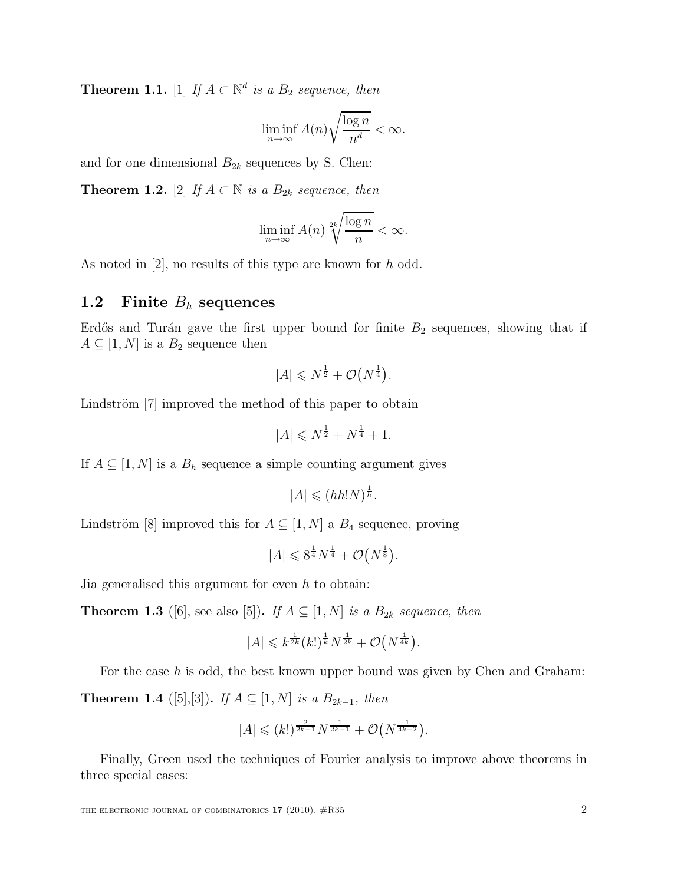**Theorem 1.1.** [1] *If $A \subset \mathbb{N}^d$ is a $B_2$ sequence, then*

$$\liminf_{n\to\infty} A(n)\sqrt{\frac{\log n}{n^d}} < \infty.$$

and for one dimensional $B_{2k}$ sequences by S. Chen:

**Theorem 1.2.** [2] *If $A \subset \mathbb{N}$ is a $B_{2k}$ sequence, then*

$$\liminf_{n\to\infty} A(n)\sqrt[2k]{\frac{\log n}{n}} < \infty.$$

As noted in [2], no results of this type are known for $h$ odd.

## 1.2 Finite $B_h$ sequences

Erdős and Turán gave the first upper bound for finite $B_2$ sequences, showing that if $A \subseteq [1, N]$ is a $B_2$ sequence then

$$|A| \leqslant N^{\frac{1}{2}} + \mathcal{O}\big(N^{\frac{1}{4}}\big).$$

Lindström [7] improved the method of this paper to obtain

$$|A| \leqslant N^{\frac{1}{2}} + N^{\frac{1}{4}} + 1.$$

If $A \subseteq [1, N]$ is a $B_h$ sequence a simple counting argument gives

$$|A| \leqslant (hh!N)^{\frac{1}{h}}.$$

Lindström [8] improved this for $A \subseteq [1, N]$ a $B_4$ sequence, proving

$$|A| \leqslant 8^{\frac{1}{4}}N^{\frac{1}{4}} + \mathcal{O}\big(N^{\frac{1}{8}}\big).$$

Jia generalised this argument for even $h$ to obtain:

**Theorem 1.3** ([6], see also [5])**.** *If $A \subseteq [1, N]$ is a $B_{2k}$ sequence, then*

$$|A| \leqslant k^{\frac{1}{2k}}(k!)^{\frac{1}{k}}N^{\frac{1}{2k}} + \mathcal{O}\big(N^{\frac{1}{4k}}\big).$$

For the case $h$ is odd, the best known upper bound was given by Chen and Graham:

**Theorem 1.4** ([5],[3])**.** *If $A \subseteq [1, N]$ is a $B_{2k-1}$, then*

$$|A| \leqslant (k!)^{\frac{2}{2k-1}}N^{\frac{1}{2k-1}} + \mathcal{O}\big(N^{\frac{1}{4k-2}}\big).$$

Finally, Green used the techniques of Fourier analysis to improve above theorems in three special cases: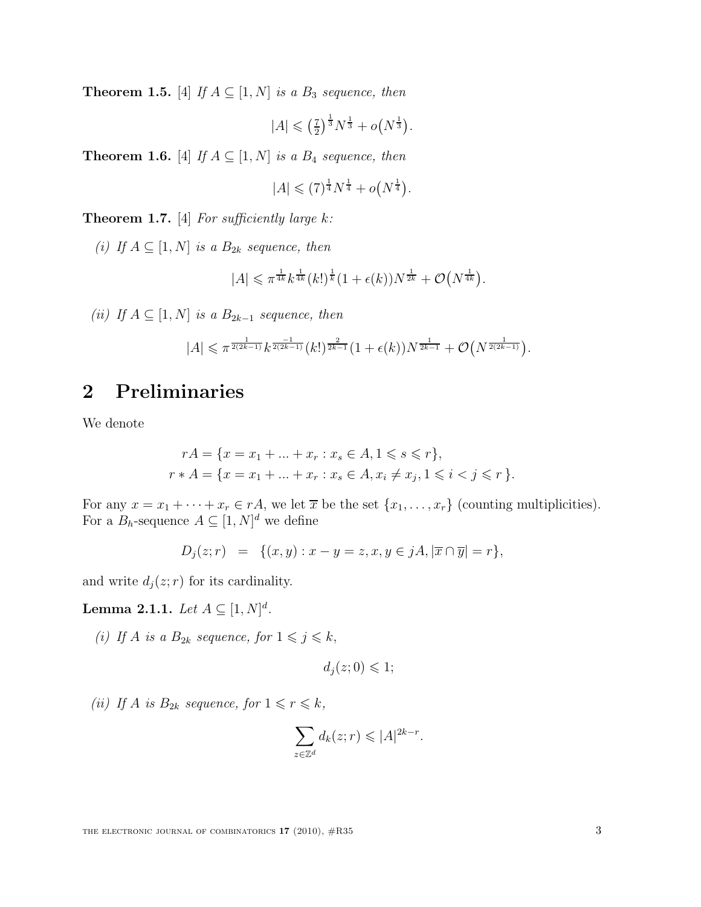**Theorem 1.5.** [4] *If $A \subseteq [1,N]$ is a $B_3$ sequence, then*

$$|A| \leqslant \left(\tfrac{7}{2}\right)^{\frac{1}{3}} N^{\frac{1}{3}} + o\left(N^{\frac{1}{3}}\right).$$

**Theorem 1.6.** [4] *If $A \subseteq [1,N]$ is a $B_4$ sequence, then*

$$|A| \leqslant (7)^{\frac{1}{4}} N^{\frac{1}{4}} + o\left(N^{\frac{1}{4}}\right).$$

**Theorem 1.7.** [4] *For sufficiently large $k$:*

*(i) If $A \subseteq [1,N]$ is a $B_{2k}$ sequence, then*

$$|A| \leqslant \pi^{\frac{1}{4k}} k^{\frac{1}{4k}} (k!)^{\frac{1}{k}} (1+\epsilon(k)) N^{\frac{1}{2k}} + \mathcal{O}\left(N^{\frac{1}{4k}}\right).$$

*(ii) If $A \subseteq [1,N]$ is a $B_{2k-1}$ sequence, then*

$$|A| \leqslant \pi^{\frac{1}{2(2k-1)}} k^{\frac{-1}{2(2k-1)}} (k!)^{\frac{2}{2k-1}} (1+\epsilon(k)) N^{\frac{1}{2k-1}} + \mathcal{O}\left(N^{\frac{1}{2(2k-1)}}\right).$$

# 2 Preliminaries

We denote

$$\begin{aligned} rA &= \{x = x_1 + \ldots + x_r : x_s \in A, 1 \leqslant s \leqslant r\}, \\ r * A &= \{x = x_1 + \ldots + x_r : x_s \in A, x_i \neq x_j, 1 \leqslant i < j \leqslant r\}. \end{aligned}$$

For any $x = x_1 + \cdots + x_r \in rA$, we let $\overline{x}$ be the set $\{x_1, \ldots, x_r\}$ (counting multiplicities). For a $B_h$-sequence $A \subseteq [1,N]^d$ we define

$$D_j(z;r) \;\; = \;\; \{(x,y) : x - y = z, x, y \in jA, |\overline{x} \cap \overline{y}| = r\},$$

and write $d_j(z;r)$ for its cardinality.

**Lemma 2.1.1.** *Let $A \subseteq [1,N]^d$.*

*(i) If $A$ is a $B_{2k}$ sequence, for $1 \leqslant j \leqslant k$,*

$$d_j(z;0) \leqslant 1;$$

*(ii) If $A$ is $B_{2k}$ sequence, for $1 \leqslant r \leqslant k$,*

$$\sum_{z \in \mathbb{Z}^d} d_k(z;r) \leqslant |A|^{2k-r}.$$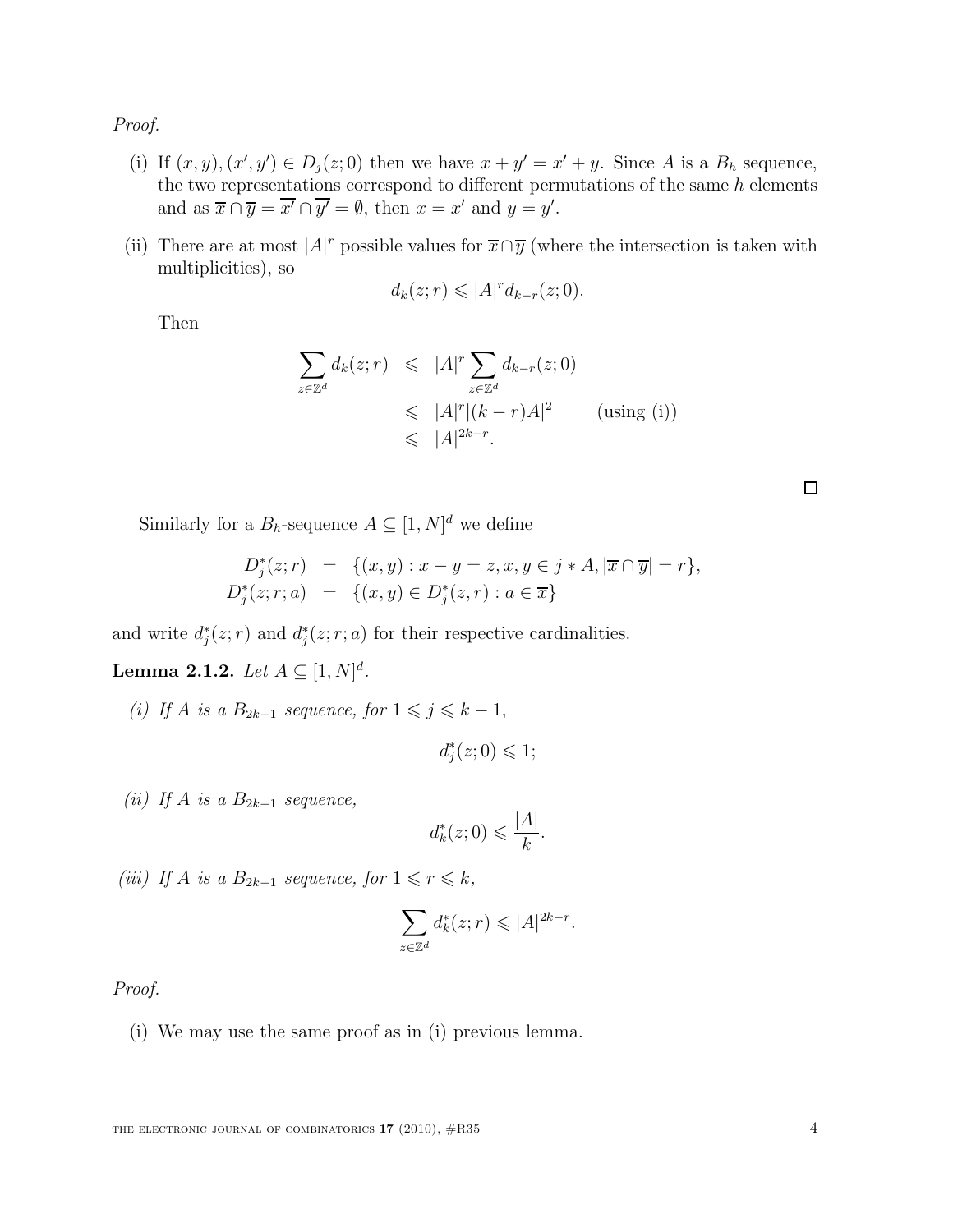*Proof.*

(i) If $(x, y), (x', y') \in D_j(z; 0)$ then we have $x + y' = x' + y$. Since $A$ is a $B_h$ sequence, the two representations correspond to different permutations of the same $h$ elements and as $\overline{x} \cap \overline{y} = \overline{x'} \cap \overline{y'} = \emptyset$, then $x = x'$ and $y = y'$.

(ii) There are at most $|A|^r$ possible values for $\overline{x} \cap \overline{y}$ (where the intersection is taken with multiplicities), so

$$d_k(z; r) \leqslant |A|^r d_{k-r}(z; 0).$$

Then

$$\begin{aligned}
\sum_{z \in \mathbb{Z}^d} d_k(z; r) &\leqslant |A|^r \sum_{z \in \mathbb{Z}^d} d_{k-r}(z; 0) \\
&\leqslant |A|^r |(k-r)A|^2 \qquad \text{(using (i))} \\
&\leqslant |A|^{2k-r}.
\end{aligned}$$

□

Similarly for a $B_h$-sequence $A \subseteq [1, N]^d$ we define

$$\begin{aligned}
D_j^*(z; r) &= \{(x, y) : x - y = z, x, y \in j * A, |\overline{x} \cap \overline{y}| = r\}, \\
D_j^*(z; r; a) &= \{(x, y) \in D_j^*(z, r) : a \in \overline{x}\}
\end{aligned}$$

and write $d_j^*(z; r)$ and $d_j^*(z; r; a)$ for their respective cardinalities.

**Lemma 2.1.2.** *Let $A \subseteq [1, N]^d$.*

*(i) If $A$ is a $B_{2k-1}$ sequence, for $1 \leqslant j \leqslant k - 1$,*

$$d_j^*(z; 0) \leqslant 1;$$

*(ii) If $A$ is a $B_{2k-1}$ sequence,*

$$d_k^*(z; 0) \leqslant \frac{|A|}{k}.$$

*(iii) If $A$ is a $B_{2k-1}$ sequence, for $1 \leqslant r \leqslant k$,*

$$\sum_{z \in \mathbb{Z}^d} d_k^*(z; r) \leqslant |A|^{2k-r}.$$

*Proof.*

(i) We may use the same proof as in (i) previous lemma.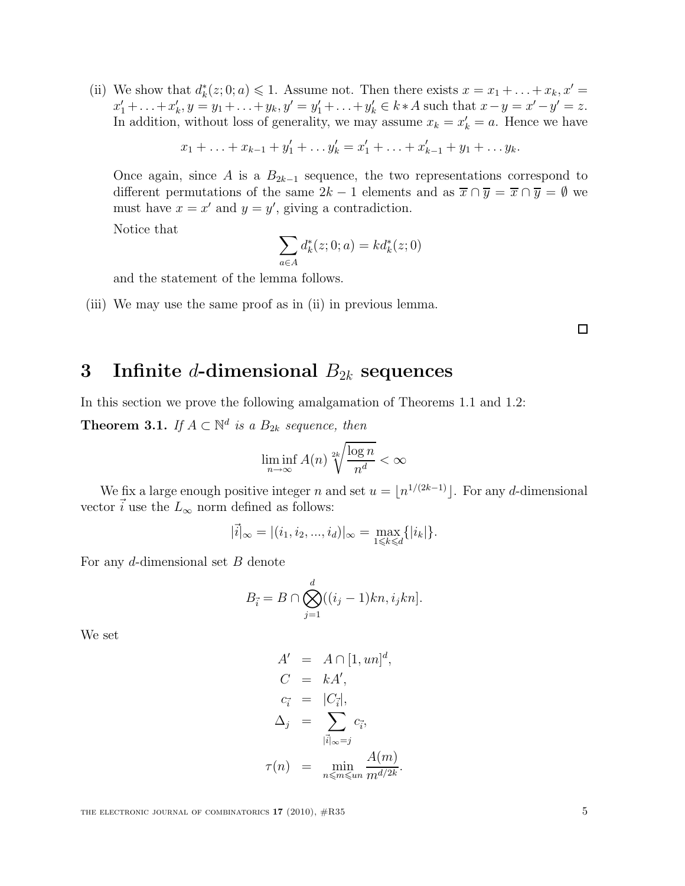(ii) We show that $d_k^*(z;0;a) \leqslant 1$. Assume not. Then there exists $x = x_1 + \ldots + x_k, x' = x'_1 + \ldots + x'_k, y = y_1 + \ldots + y_k, y' = y'_1 + \ldots + y'_k \in k * A$ such that $x - y = x' - y' = z$. In addition, without loss of generality, we may assume $x_k = x'_k = a$. Hence we have

$$x_1 + \ldots + x_{k-1} + y'_1 + \ldots y'_k = x'_1 + \ldots + x'_{k-1} + y_1 + \ldots y_k.$$

Once again, since $A$ is a $B_{2k-1}$ sequence, the two representations correspond to different permutations of the same $2k-1$ elements and as $\overline{x} \cap \overline{y} = \overline{x} \cap \overline{y} = \emptyset$ we must have $x = x'$ and $y = y'$, giving a contradiction.

Notice that

$$\sum_{a \in A} d_k^*(z;0;a) = k d_k^*(z;0)$$

and the statement of the lemma follows.

(iii) We may use the same proof as in (ii) in previous lemma.

□

# 3 Infinite $d$-dimensional $B_{2k}$ sequences

In this section we prove the following amalgamation of Theorems 1.1 and 1.2:

**Theorem 3.1.** *If $A \subset \mathbb{N}^d$ is a $B_{2k}$ sequence, then*

$$\liminf_{n \to \infty} A(n) \sqrt[2k]{\frac{\log n}{n^d}} < \infty$$

We fix a large enough positive integer $n$ and set $u = \lfloor n^{1/(2k-1)} \rfloor$. For any $d$-dimensional vector $\vec{i}$ use the $L_\infty$ norm defined as follows:

$$|\vec{i}|_\infty = |(i_1, i_2, ..., i_d)|_\infty = \max_{1 \leqslant k \leqslant d} \{|i_k|\}.$$

For any $d$-dimensional set $B$ denote

$$B_{\vec{i}} = B \cap \bigotimes_{j=1}^{d} ((i_j - 1)kn, i_j kn].$$

We set

$$\begin{aligned}
A' &= A \cap [1, un]^d, \\
C &= kA', \\
c_{\vec{i}} &= |C_{\vec{i}}|, \\
\Delta_j &= \sum_{|\vec{i}|_\infty = j} c_{\vec{i}}, \\
\tau(n) &= \min_{n \leqslant m \leqslant un} \frac{A(m)}{m^{d/2k}}.
\end{aligned}$$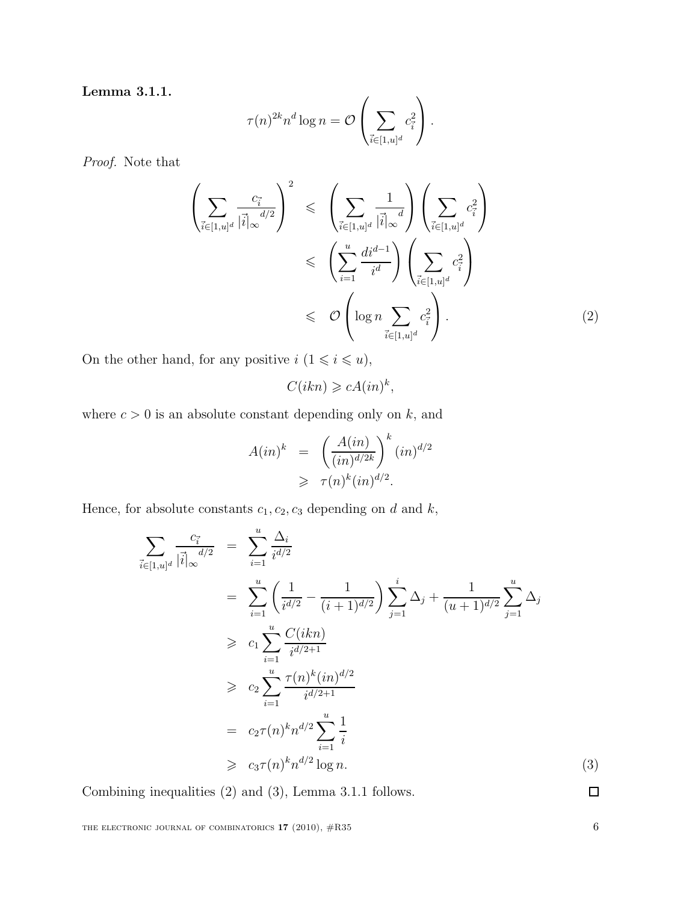**Lemma 3.1.1.**

$$\tau(n)^{2k} n^d \log n = \mathcal{O}\left(\sum_{\vec{i}\in[1,u]^d} c_{\vec{i}}^2\right).$$

*Proof.* Note that

$$\begin{aligned}
\left(\sum_{\vec{i}\in[1,u]^d} \frac{c_{\vec{i}}}{|\vec{i}|_\infty^{d/2}}\right)^2 &\leqslant \left(\sum_{\vec{i}\in[1,u]^d} \frac{1}{|\vec{i}|_\infty^{d}}\right)\left(\sum_{\vec{i}\in[1,u]^d} c_{\vec{i}}^2\right) \\
&\leqslant \left(\sum_{i=1}^{u} \frac{di^{d-1}}{i^d}\right)\left(\sum_{\vec{i}\in[1,u]^d} c_{\vec{i}}^2\right) \\
&\leqslant \mathcal{O}\left(\log n \sum_{\vec{i}\in[1,u]^d} c_{\vec{i}}^2\right). \qquad (2)
\end{aligned}$$

On the other hand, for any positive $i$ $(1 \leqslant i \leqslant u)$,

$$C(ikn) \geqslant cA(in)^k,$$

where $c > 0$ is an absolute constant depending only on $k$, and

$$\begin{aligned}
A(in)^k &= \left(\frac{A(in)}{(in)^{d/2k}}\right)^k (in)^{d/2} \\
&\geqslant \tau(n)^k (in)^{d/2}.
\end{aligned}$$

Hence, for absolute constants $c_1, c_2, c_3$ depending on $d$ and $k$,

$$\begin{aligned}
\sum_{\vec{i}\in[1,u]^d} \frac{c_{\vec{i}}}{|\vec{i}|_\infty^{d/2}} &= \sum_{i=1}^{u} \frac{\Delta_i}{i^{d/2}} \\
&= \sum_{i=1}^{u}\left(\frac{1}{i^{d/2}} - \frac{1}{(i+1)^{d/2}}\right)\sum_{j=1}^{i}\Delta_j + \frac{1}{(u+1)^{d/2}}\sum_{j=1}^{u}\Delta_j \\
&\geqslant c_1 \sum_{i=1}^{u} \frac{C(ikn)}{i^{d/2+1}} \\
&\geqslant c_2 \sum_{i=1}^{u} \frac{\tau(n)^k (in)^{d/2}}{i^{d/2+1}} \\
&= c_2 \tau(n)^k n^{d/2} \sum_{i=1}^{u} \frac{1}{i} \\
&\geqslant c_3 \tau(n)^k n^{d/2} \log n. \qquad (3)
\end{aligned}$$

Combining inequalities (2) and (3), Lemma 3.1.1 follows. $\square$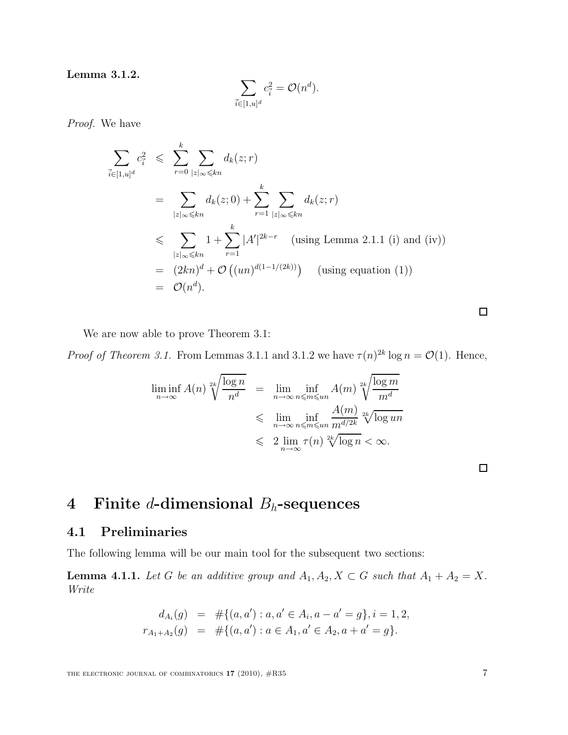**Lemma 3.1.2.**

$$\sum_{\vec{i}\in[1,u]^d} c_{\vec{i}}^2 = \mathcal{O}(n^d).$$

*Proof.* We have

$$\begin{aligned}
\sum_{\vec{i}\in[1,u]^d} c_{\vec{i}}^2 &\leqslant \sum_{r=0}^{k} \sum_{|z|_\infty \leqslant kn} d_k(z;r) \\
&= \sum_{|z|_\infty \leqslant kn} d_k(z;0) + \sum_{r=1}^{k} \sum_{|z|_\infty \leqslant kn} d_k(z;r) \\
&\leqslant \sum_{|z|_\infty \leqslant kn} 1 + \sum_{r=1}^{k} |A'|^{2k-r} \quad \text{(using Lemma 2.1.1 (i) and (iv))} \\
&= (2kn)^d + \mathcal{O}\left((un)^{d(1-1/(2k))}\right) \quad \text{(using equation (1))} \\
&= \mathcal{O}(n^d).
\end{aligned}$$

□

We are now able to prove Theorem 3.1:

*Proof of Theorem 3.1.* From Lemmas 3.1.1 and 3.1.2 we have $\tau(n)^{2k}\log n = \mathcal{O}(1)$. Hence,

$$\begin{aligned}
\liminf_{n\to\infty} A(n) \sqrt[2k]{\frac{\log n}{n^d}} &= \lim_{n\to\infty} \inf_{n\leqslant m\leqslant un} A(m) \sqrt[2k]{\frac{\log m}{m^d}} \\
&\leqslant \lim_{n\to\infty} \inf_{n\leqslant m\leqslant un} \frac{A(m)}{m^{d/2k}} \sqrt[2k]{\log un} \\
&\leqslant 2 \lim_{n\to\infty} \tau(n) \sqrt[2k]{\log n} < \infty.
\end{aligned}$$

□

# 4 Finite $d$-dimensional $B_h$-sequences

## 4.1 Preliminaries

The following lemma will be our main tool for the subsequent two sections:

**Lemma 4.1.1.** *Let $G$ be an additive group and $A_1, A_2, X \subset G$ such that $A_1 + A_2 = X$. Write*

$$\begin{aligned}
d_{A_i}(g) &= \#\{(a,a') : a,a' \in A_i, a - a' = g\}, i = 1,2, \\
r_{A_1+A_2}(g) &= \#\{(a,a') : a \in A_1, a' \in A_2, a + a' = g\}.
\end{aligned}$$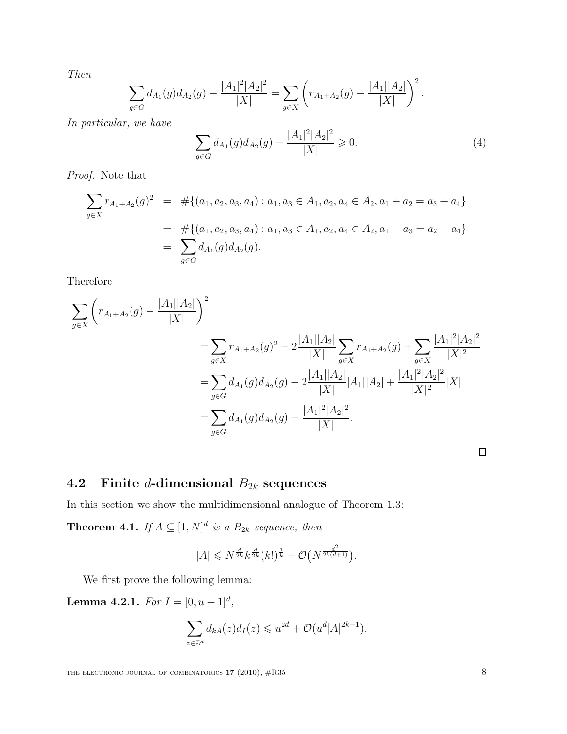*Then*

$$\sum_{g\in G} d_{A_1}(g)d_{A_2}(g) - \frac{|A_1|^2|A_2|^2}{|X|} = \sum_{g\in X}\left(r_{A_1+A_2}(g) - \frac{|A_1||A_2|}{|X|}\right)^2.$$

*In particular, we have*

$$\sum_{g\in G} d_{A_1}(g)d_{A_2}(g) - \frac{|A_1|^2|A_2|^2}{|X|} \geqslant 0. \tag{4}$$

*Proof.* Note that

$$\begin{aligned}
\sum_{g\in X} r_{A_1+A_2}(g)^2 &= \#\{(a_1,a_2,a_3,a_4) : a_1,a_3\in A_1, a_2,a_4\in A_2, a_1+a_2=a_3+a_4\}\\
&= \#\{(a_1,a_2,a_3,a_4) : a_1,a_3\in A_1, a_2,a_4\in A_2, a_1-a_3=a_2-a_4\}\\
&= \sum_{g\in G} d_{A_1}(g)d_{A_2}(g).
\end{aligned}$$

Therefore

$$\begin{aligned}
\sum_{g\in X}\left(r_{A_1+A_2}(g) - \frac{|A_1||A_2|}{|X|}\right)^2 & \\
&= \sum_{g\in X} r_{A_1+A_2}(g)^2 - 2\frac{|A_1||A_2|}{|X|}\sum_{g\in X} r_{A_1+A_2}(g) + \sum_{g\in X}\frac{|A_1|^2|A_2|^2}{|X|^2}\\
&= \sum_{g\in G} d_{A_1}(g)d_{A_2}(g) - 2\frac{|A_1||A_2|}{|X|}|A_1||A_2| + \frac{|A_1|^2|A_2|^2}{|X|^2}|X|\\
&= \sum_{g\in G} d_{A_1}(g)d_{A_2}(g) - \frac{|A_1|^2|A_2|^2}{|X|}.
\end{aligned}$$

□

## 4.2 Finite $d$-dimensional $B_{2k}$ sequences

In this section we show the multidimensional analogue of Theorem 1.3:

**Theorem 4.1.** *If $A \subseteq [1,N]^d$ is a $B_{2k}$ sequence, then*

$$|A| \leqslant N^{\frac{d}{2k}} k^{\frac{d}{2k}} (k!)^{\frac{1}{k}} + \mathcal{O}\big(N^{\frac{d^2}{2k(d+1)}}\big).$$

We first prove the following lemma:

**Lemma 4.2.1.** *For $I = [0, u-1]^d$,*

$$\sum_{z\in\mathbb{Z}^d} d_{kA}(z)d_I(z) \leqslant u^{2d} + \mathcal{O}(u^d|A|^{2k-1}).$$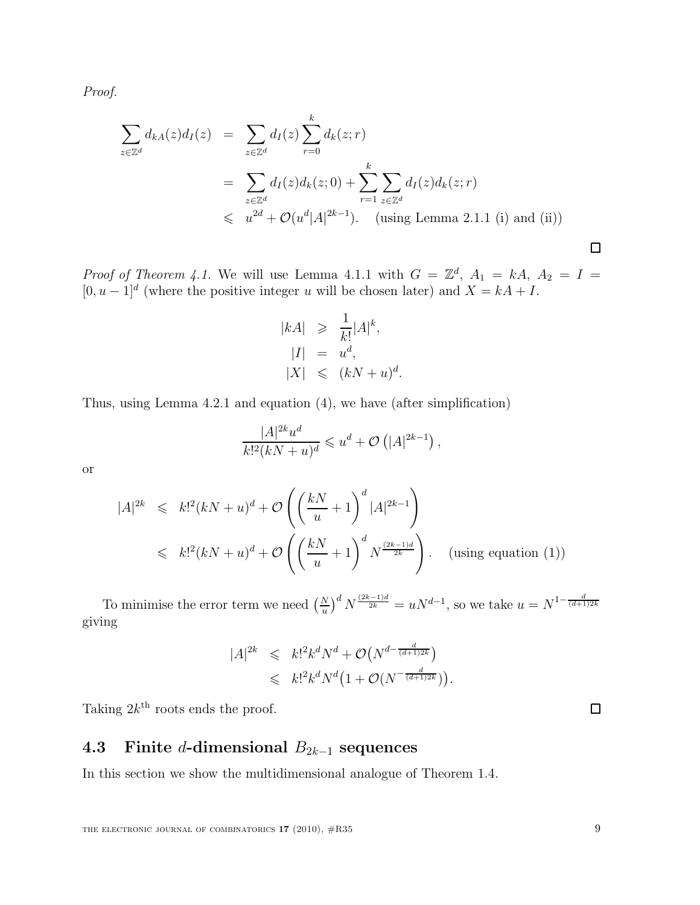*Proof.*

$$
\begin{aligned}
\sum_{z\in\mathbb{Z}^d} d_{kA}(z)d_I(z) &= \sum_{z\in\mathbb{Z}^d} d_I(z)\sum_{r=0}^{k} d_k(z;r) \\
&= \sum_{z\in\mathbb{Z}^d} d_I(z)d_k(z;0) + \sum_{r=1}^{k}\sum_{z\in\mathbb{Z}^d} d_I(z)d_k(z;r) \\
&\leqslant u^{2d} + \mathcal{O}(u^d|A|^{2k-1}). \quad \text{(using Lemma 2.1.1 (i) and (ii))}
\end{aligned}
$$

□

*Proof of Theorem 4.1.* We will use Lemma 4.1.1 with $G = \mathbb{Z}^d$, $A_1 = kA$, $A_2 = I = [0, u-1]^d$ (where the positive integer $u$ will be chosen later) and $X = kA + I$.

$$
\begin{aligned}
|kA| &\geqslant \frac{1}{k!}|A|^k, \\
|I| &= u^d, \\
|X| &\leqslant (kN+u)^d.
\end{aligned}
$$

Thus, using Lemma 4.2.1 and equation (4), we have (after simplification)

$$
\frac{|A|^{2k}u^d}{k!^2(kN+u)^d} \leqslant u^d + \mathcal{O}\left(|A|^{2k-1}\right),
$$

or

$$
\begin{aligned}
|A|^{2k} &\leqslant k!^2(kN+u)^d + \mathcal{O}\left(\left(\frac{kN}{u}+1\right)^d |A|^{2k-1}\right) \\
&\leqslant k!^2(kN+u)^d + \mathcal{O}\left(\left(\frac{kN}{u}+1\right)^d N^{\frac{(2k-1)d}{2k}}\right). \quad \text{(using equation (1))}
\end{aligned}
$$

To minimise the error term we need $\left(\frac{N}{u}\right)^d N^{\frac{(2k-1)d}{2k}} = uN^{d-1}$, so we take $u = N^{1-\frac{d}{(d+1)2k}}$ giving

$$
\begin{aligned}
|A|^{2k} &\leqslant k!^2k^dN^d + \mathcal{O}\big(N^{d-\frac{d}{(d+1)2k}}\big) \\
&\leqslant k!^2k^dN^d\big(1+\mathcal{O}(N^{-\frac{d}{(d+1)2k}})\big).
\end{aligned}
$$

Taking $2k^{\text{th}}$ roots ends the proof. □

## 4.3 Finite $d$-dimensional $B_{2k-1}$ sequences

In this section we show the multidimensional analogue of Theorem 1.4.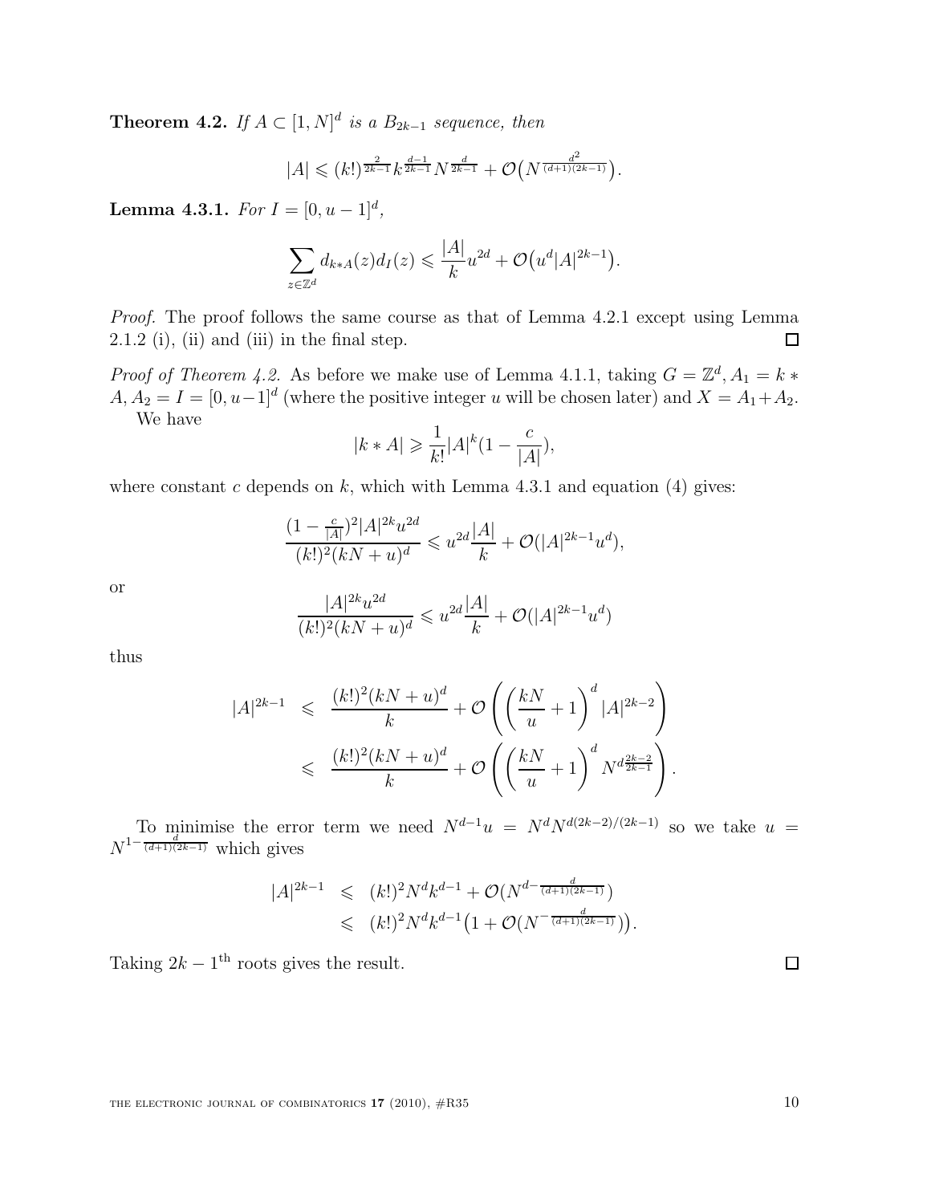**Theorem 4.2.** *If $A \subset [1,N]^d$ is a $B_{2k-1}$ sequence, then*

$$|A| \leqslant (k!)^{\frac{2}{2k-1}} k^{\frac{d-1}{2k-1}} N^{\frac{d}{2k-1}} + \mathcal{O}\big(N^{\frac{d^2}{(d+1)(2k-1)}}\big).$$

**Lemma 4.3.1.** *For $I = [0, u-1]^d$,*

$$\sum_{z \in \mathbb{Z}^d} d_{k*A}(z) d_I(z) \leqslant \frac{|A|}{k} u^{2d} + \mathcal{O}\big(u^d |A|^{2k-1}\big).$$

*Proof.* The proof follows the same course as that of Lemma 4.2.1 except using Lemma 2.1.2 (i), (ii) and (iii) in the final step. $\square$

*Proof of Theorem 4.2.* As before we make use of Lemma 4.1.1, taking $G = \mathbb{Z}^d, A_1 = k * A, A_2 = I = [0, u-1]^d$ (where the positive integer $u$ will be chosen later) and $X = A_1 + A_2$.

We have

$$|k * A| \geqslant \frac{1}{k!} |A|^k \big(1 - \frac{c}{|A|}\big),$$

where constant $c$ depends on $k$, which with Lemma 4.3.1 and equation (4) gives:

$$\frac{(1 - \frac{c}{|A|})^2 |A|^{2k} u^{2d}}{(k!)^2 (kN + u)^d} \leqslant u^{2d} \frac{|A|}{k} + \mathcal{O}(|A|^{2k-1} u^d),$$

or

$$\frac{|A|^{2k} u^{2d}}{(k!)^2 (kN + u)^d} \leqslant u^{2d} \frac{|A|}{k} + \mathcal{O}(|A|^{2k-1} u^d)$$

thus

$$\begin{aligned}
|A|^{2k-1} &\leqslant \frac{(k!)^2 (kN + u)^d}{k} + \mathcal{O}\left( \left( \frac{kN}{u} + 1 \right)^d |A|^{2k-2} \right) \\
&\leqslant \frac{(k!)^2 (kN + u)^d}{k} + \mathcal{O}\left( \left( \frac{kN}{u} + 1 \right)^d N^{d \frac{2k-2}{2k-1}} \right).
\end{aligned}$$

To minimise the error term we need $N^{d-1} u = N^d N^{d(2k-2)/(2k-1)}$ so we take $u = N^{1 - \frac{d}{(d+1)(2k-1)}}$ which gives

$$\begin{aligned}
|A|^{2k-1} &\leqslant (k!)^2 N^d k^{d-1} + \mathcal{O}(N^{d - \frac{d}{(d+1)(2k-1)}}) \\
&\leqslant (k!)^2 N^d k^{d-1} \big(1 + \mathcal{O}(N^{-\frac{d}{(d+1)(2k-1)}})\big).
\end{aligned}$$

Taking $2k-1^{\text{th}}$ roots gives the result. $\square$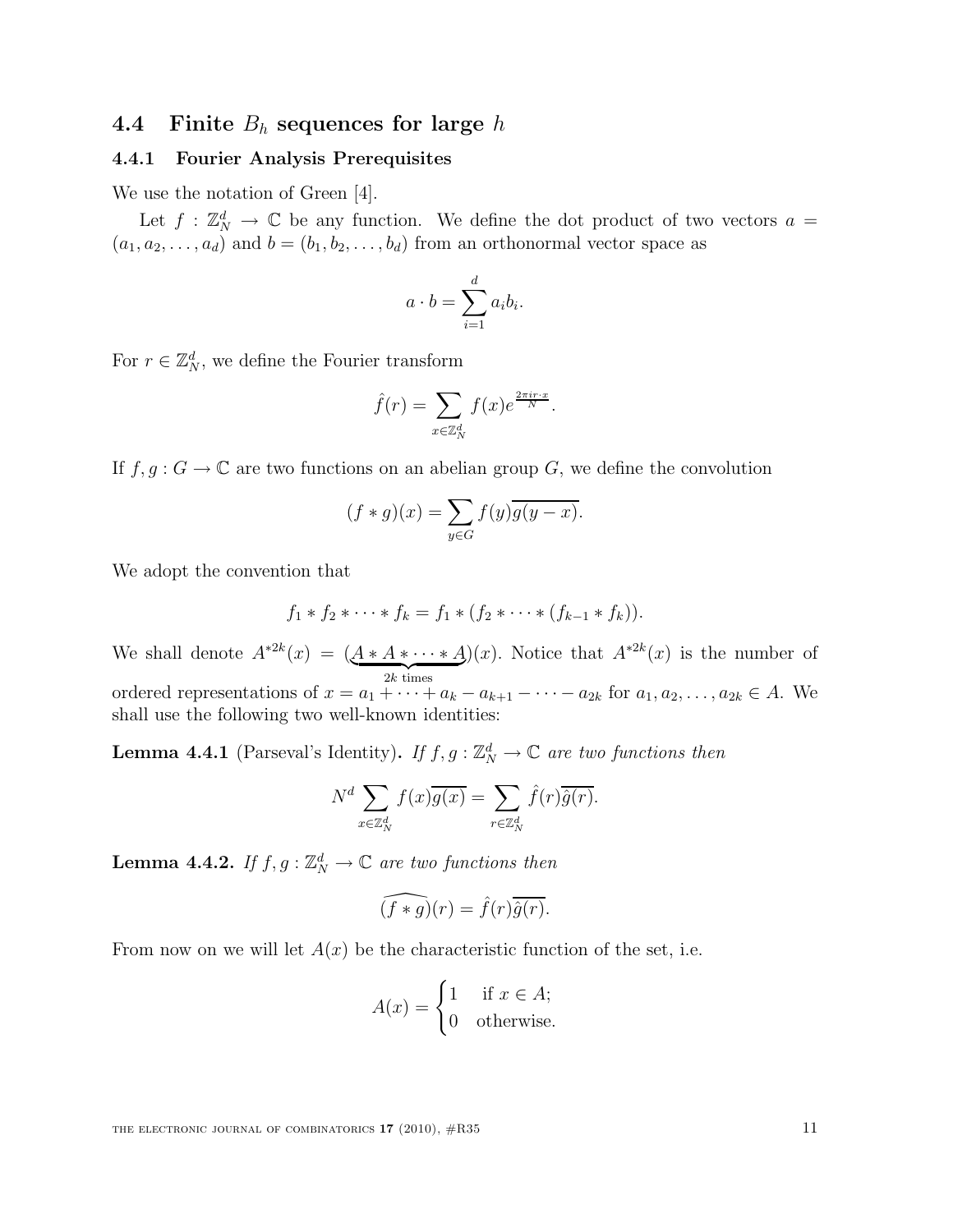## 4.4 Finite $B_h$ sequences for large $h$

### 4.4.1 Fourier Analysis Prerequisites

We use the notation of Green [4].

Let $f : \mathbb{Z}_N^d \to \mathbb{C}$ be any function. We define the dot product of two vectors $a = (a_1, a_2, \ldots, a_d)$ and $b = (b_1, b_2, \ldots, b_d)$ from an orthonormal vector space as

$$a \cdot b = \sum_{i=1}^{d} a_i b_i.$$

For $r \in \mathbb{Z}_N^d$, we define the Fourier transform

$$\hat{f}(r) = \sum_{x \in \mathbb{Z}_N^d} f(x) e^{\frac{2\pi i r \cdot x}{N}}.$$

If $f, g : G \to \mathbb{C}$ are two functions on an abelian group $G$, we define the convolution

$$(f * g)(x) = \sum_{y \in G} f(y)\overline{g(y - x)}.$$

We adopt the convention that

$$f_1 * f_2 * \cdots * f_k = f_1 * (f_2 * \cdots * (f_{k-1} * f_k)).$$

We shall denote $A^{*2k}(x) = (\underbrace{A * A * \cdots * A}_{2k \text{ times}})(x)$. Notice that $A^{*2k}(x)$ is the number of ordered representations of $x = a_1 + \cdots + a_k - a_{k+1} - \cdots - a_{2k}$ for $a_1, a_2, \ldots, a_{2k} \in A$. We shall use the following two well-known identities:

**Lemma 4.4.1** (Parseval's Identity)**.** *If $f, g : \mathbb{Z}_N^d \to \mathbb{C}$ are two functions then*

$$N^d \sum_{x \in \mathbb{Z}_N^d} f(x)\overline{g(x)} = \sum_{r \in \mathbb{Z}_N^d} \hat{f}(r)\overline{\hat{g}(r)}.$$

**Lemma 4.4.2.** *If $f, g : \mathbb{Z}_N^d \to \mathbb{C}$ are two functions then*

$$\widehat{(f * g)}(r) = \hat{f}(r)\overline{\hat{g}(r)}.$$

From now on we will let $A(x)$ be the characteristic function of the set, i.e.

$$A(x) = \begin{cases} 1 & \text{if } x \in A; \\ 0 & \text{otherwise.} \end{cases}$$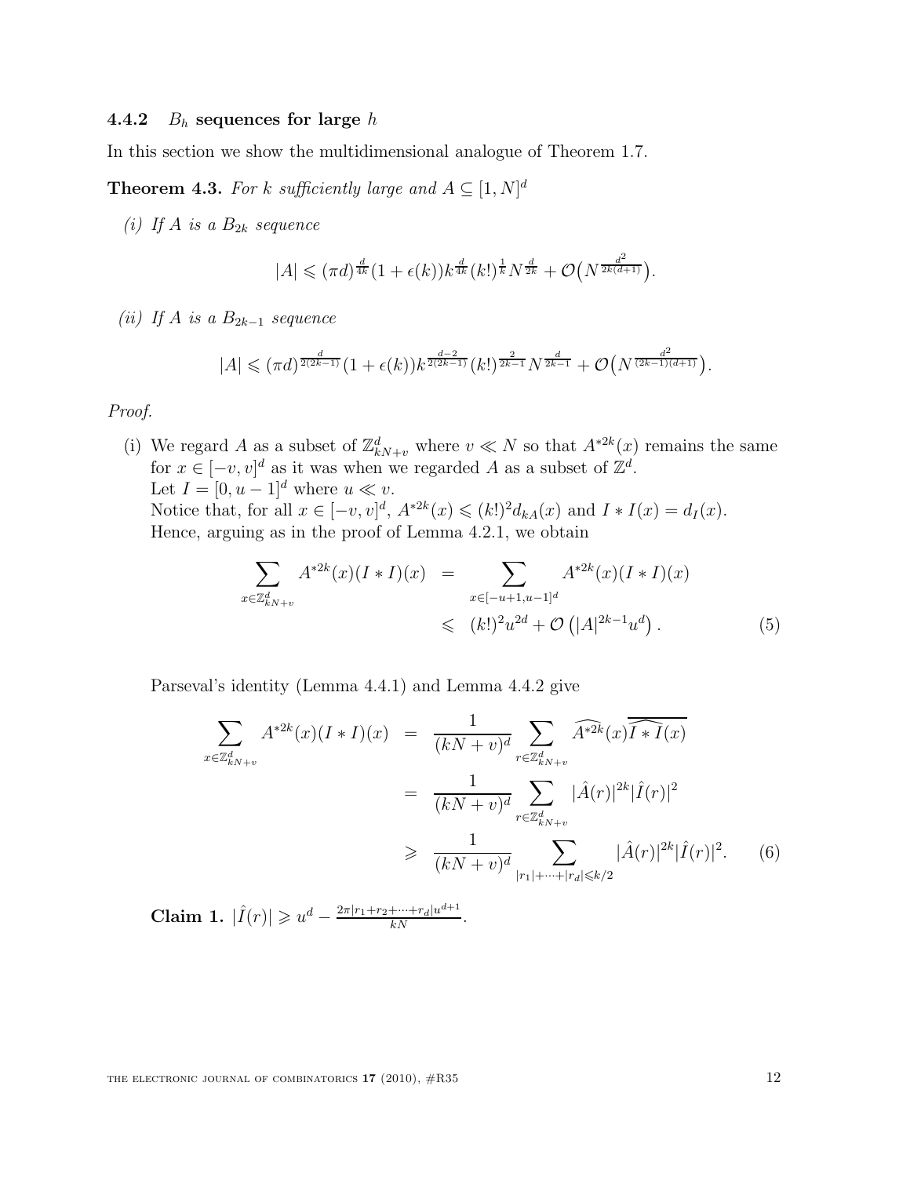### 4.4.2 $B_h$ sequences for large $h$

In this section we show the multidimensional analogue of Theorem 1.7.

**Theorem 4.3.** *For $k$ sufficiently large and $A \subseteq [1,N]^d$*

*(i) If $A$ is a $B_{2k}$ sequence*

$$|A| \leqslant (\pi d)^{\frac{d}{4k}}(1+\epsilon(k))k^{\frac{d}{4k}}(k!)^{\frac{1}{k}}N^{\frac{d}{2k}} + \mathcal{O}\big(N^{\frac{d^2}{2k(d+1)}}\big).$$

*(ii) If $A$ is a $B_{2k-1}$ sequence*

$$|A| \leqslant (\pi d)^{\frac{d}{2(2k-1)}}(1+\epsilon(k))k^{\frac{d-2}{2(2k-1)}}(k!)^{\frac{2}{2k-1}}N^{\frac{d}{2k-1}} + \mathcal{O}\big(N^{\frac{d^2}{(2k-1)(d+1)}}\big).$$

*Proof.*

(i) We regard $A$ as a subset of $\mathbb{Z}^d_{kN+v}$ where $v \ll N$ so that $A^{*2k}(x)$ remains the same for $x \in [-v,v]^d$ as it was when we regarded $A$ as a subset of $\mathbb{Z}^d$.
Let $I = [0, u-1]^d$ where $u \ll v$.
Notice that, for all $x \in [-v,v]^d$, $A^{*2k}(x) \leqslant (k!)^2 d_{kA}(x)$ and $I * I(x) = d_I(x)$.
Hence, arguing as in the proof of Lemma 4.2.1, we obtain

$$\begin{aligned}\sum_{x\in\mathbb{Z}^d_{kN+v}} A^{*2k}(x)(I*I)(x) &= \sum_{x\in[-u+1,u-1]^d} A^{*2k}(x)(I*I)(x) \\ &\leqslant (k!)^2u^{2d} + \mathcal{O}\left(|A|^{2k-1}u^d\right). \end{aligned} \tag{5}$$

Parseval's identity (Lemma 4.4.1) and Lemma 4.4.2 give

$$\begin{aligned}\sum_{x\in\mathbb{Z}^d_{kN+v}} A^{*2k}(x)(I*I)(x) &= \frac{1}{(kN+v)^d}\sum_{r\in\mathbb{Z}^d_{kN+v}} \widehat{A^{*2k}}(x)\overline{\widehat{I*I}(x)} \\ &= \frac{1}{(kN+v)^d}\sum_{r\in\mathbb{Z}^d_{kN+v}} |\hat{A}(r)|^{2k}|\hat{I}(r)|^2 \\ &\geqslant \frac{1}{(kN+v)^d}\sum_{|r_1|+\cdots+|r_d|\leqslant k/2} |\hat{A}(r)|^{2k}|\hat{I}(r)|^2. \end{aligned} \tag{6}$$

**Claim 1.** $|\hat{I}(r)| \geqslant u^d - \frac{2\pi|r_1+r_2+\cdots+r_d|u^{d+1}}{kN}$.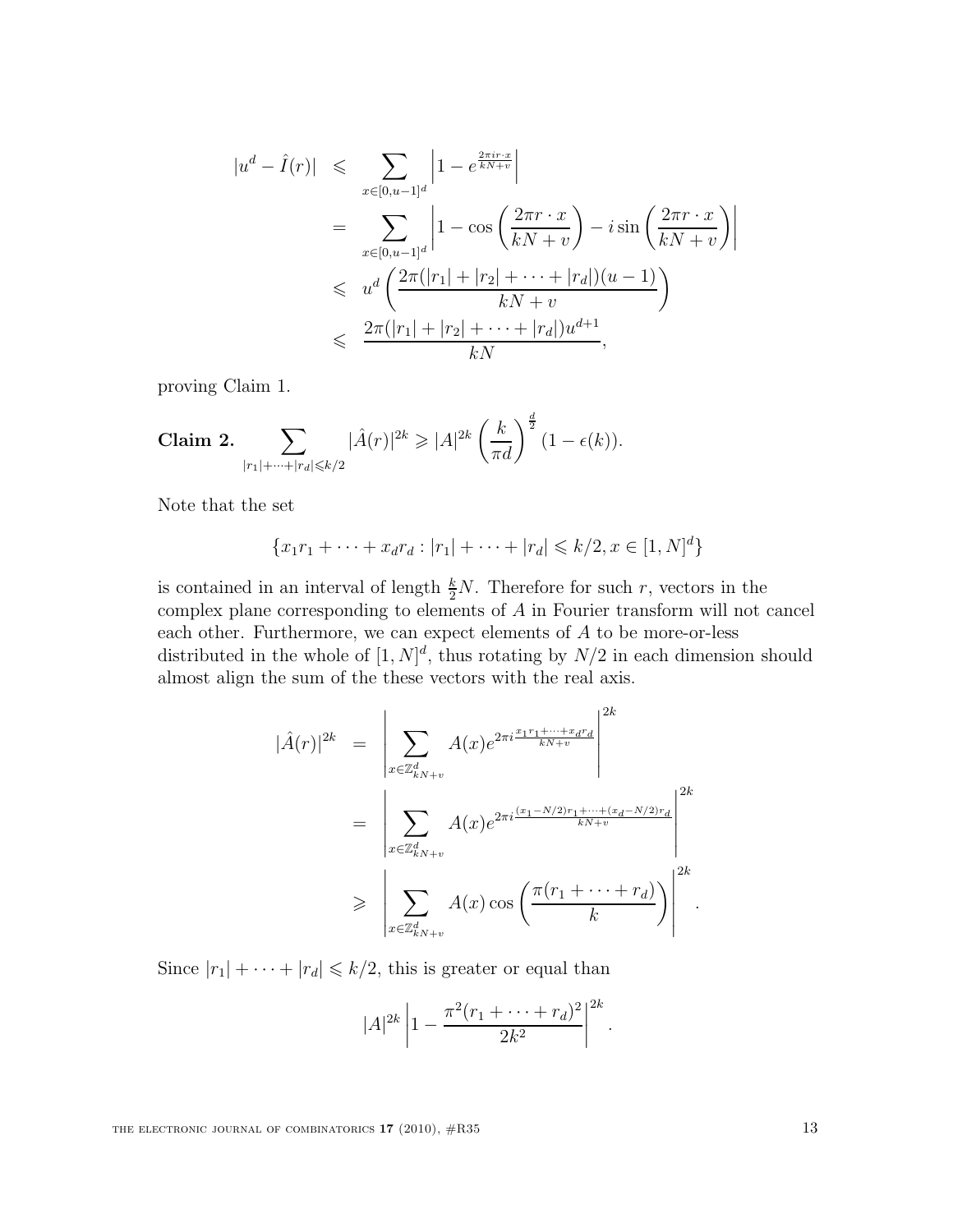$$
\begin{aligned}
|u^d - \hat{I}(r)| &\leqslant \sum_{x \in [0,u-1]^d} \left| 1 - e^{\frac{2\pi i r \cdot x}{kN+v}} \right| \\
&= \sum_{x \in [0,u-1]^d} \left| 1 - \cos\left(\frac{2\pi r \cdot x}{kN+v}\right) - i \sin\left(\frac{2\pi r \cdot x}{kN+v}\right) \right| \\
&\leqslant u^d \left( \frac{2\pi(|r_1| + |r_2| + \cdots + |r_d|)(u-1)}{kN+v} \right) \\
&\leqslant \frac{2\pi(|r_1| + |r_2| + \cdots + |r_d|)u^{d+1}}{kN},
\end{aligned}
$$

proving Claim 1.

**Claim 2.** $\displaystyle\sum_{|r_1|+\cdots+|r_d| \leqslant k/2} |\hat{A}(r)|^{2k} \geqslant |A|^{2k} \left(\frac{k}{\pi d}\right)^{\frac{d}{2}} (1 - \epsilon(k)).$

Note that the set

$$
\{x_1 r_1 + \cdots + x_d r_d : |r_1| + \cdots + |r_d| \leqslant k/2, x \in [1,N]^d\}
$$

is contained in an interval of length $\frac{k}{2}N$. Therefore for such $r$, vectors in the complex plane corresponding to elements of $A$ in Fourier transform will not cancel each other. Furthermore, we can expect elements of $A$ to be more-or-less distributed in the whole of $[1,N]^d$, thus rotating by $N/2$ in each dimension should almost align the sum of the these vectors with the real axis.

$$
\begin{aligned}
|\hat{A}(r)|^{2k} &= \left| \sum_{x \in \mathbb{Z}^d_{kN+v}} A(x) e^{2\pi i \frac{x_1 r_1 + \cdots + x_d r_d}{kN+v}} \right|^{2k} \\
&= \left| \sum_{x \in \mathbb{Z}^d_{kN+v}} A(x) e^{2\pi i \frac{(x_1 - N/2) r_1 + \cdots + (x_d - N/2) r_d}{kN+v}} \right|^{2k} \\
&\geqslant \left| \sum_{x \in \mathbb{Z}^d_{kN+v}} A(x) \cos\left(\frac{\pi(r_1 + \cdots + r_d)}{k}\right) \right|^{2k}.
\end{aligned}
$$

Since $|r_1| + \cdots + |r_d| \leqslant k/2$, this is greater or equal than

$$
|A|^{2k} \left| 1 - \frac{\pi^2 (r_1 + \cdots + r_d)^2}{2k^2} \right|^{2k}.
$$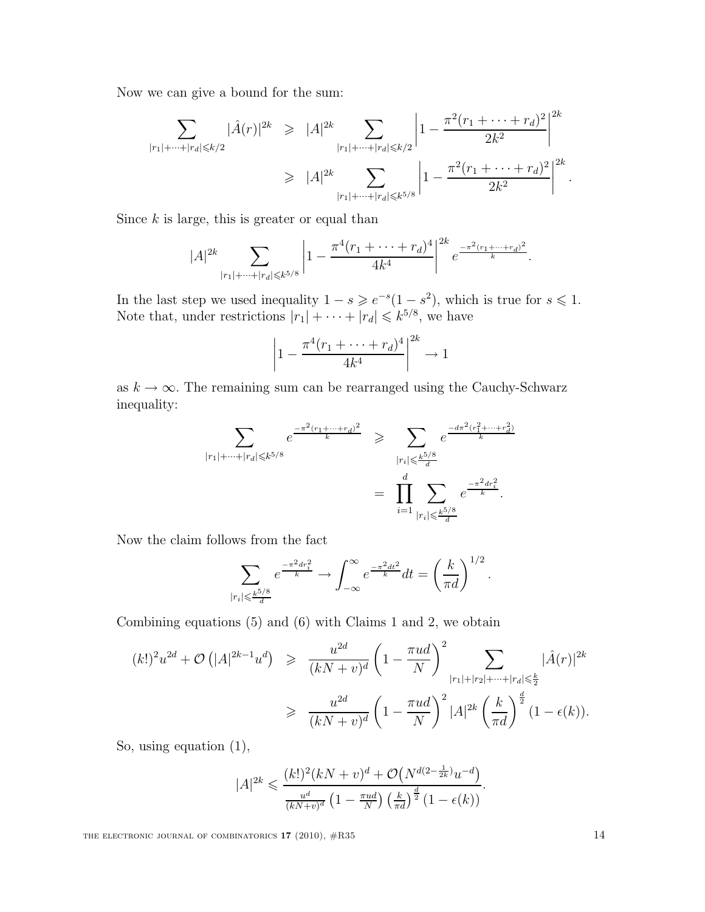Now we can give a bound for the sum:

$$
\begin{aligned}
\sum_{|r_1|+\cdots+|r_d|\leqslant k/2} |\hat{A}(r)|^{2k} &\geqslant |A|^{2k} \sum_{|r_1|+\cdots+|r_d|\leqslant k/2} \left|1-\frac{\pi^2(r_1+\cdots+r_d)^2}{2k^2}\right|^{2k} \\
&\geqslant |A|^{2k} \sum_{|r_1|+\cdots+|r_d|\leqslant k^{5/8}} \left|1-\frac{\pi^2(r_1+\cdots+r_d)^2}{2k^2}\right|^{2k}.
\end{aligned}
$$

Since $k$ is large, this is greater or equal than

$$
|A|^{2k} \sum_{|r_1|+\cdots+|r_d|\leqslant k^{5/8}} \left|1-\frac{\pi^4(r_1+\cdots+r_d)^4}{4k^4}\right|^{2k} e^{\frac{-\pi^2(r_1+\cdots+r_d)^2}{k}}.
$$

In the last step we used inequality $1-s \geqslant e^{-s}(1-s^2)$, which is true for $s \leqslant 1$. Note that, under restrictions $|r_1|+\cdots+|r_d| \leqslant k^{5/8}$, we have

$$
\left|1-\frac{\pi^4(r_1+\cdots+r_d)^4}{4k^4}\right|^{2k} \to 1
$$

as $k \to \infty$. The remaining sum can be rearranged using the Cauchy-Schwarz inequality:

$$
\begin{aligned}
\sum_{|r_1|+\cdots+|r_d|\leqslant k^{5/8}} e^{\frac{-\pi^2(r_1+\cdots+r_d)^2}{k}} &\geqslant \sum_{|r_i|\leqslant \frac{k^{5/8}}{d}} e^{\frac{-d\pi^2(r_1^2+\cdots+r_d^2)}{k}} \\
&= \prod_{i=1}^{d} \sum_{|r_i|\leqslant \frac{k^{5/8}}{d}} e^{\frac{-\pi^2 d r_i^2}{k}}.
\end{aligned}
$$

Now the claim follows from the fact

$$
\sum_{|r_i|\leqslant \frac{k^{5/8}}{d}} e^{\frac{-\pi^2 d r_i^2}{k}} \to \int_{-\infty}^{\infty} e^{\frac{-\pi^2 d t^2}{k}} dt = \left(\frac{k}{\pi d}\right)^{1/2}.
$$

Combining equations (5) and (6) with Claims 1 and 2, we obtain

$$
\begin{aligned}
(k!)^2 u^{2d} + \mathcal{O}\left(|A|^{2k-1}u^d\right) &\geqslant \frac{u^{2d}}{(kN+v)^d}\left(1-\frac{\pi u d}{N}\right)^2 \sum_{|r_1|+|r_2|+\cdots+|r_d|\leqslant \frac{k}{2}} |\hat{A}(r)|^{2k} \\
&\geqslant \frac{u^{2d}}{(kN+v)^d}\left(1-\frac{\pi u d}{N}\right)^2 |A|^{2k}\left(\frac{k}{\pi d}\right)^{\frac{d}{2}}(1-\epsilon(k)).
\end{aligned}
$$

So, using equation (1),

$$
|A|^{2k} \leqslant \frac{(k!)^2(kN+v)^d + \mathcal{O}\left(N^{d(2-\frac{1}{2k})}u^{-d}\right)}{\frac{u^d}{(kN+v)^d}\left(1-\frac{\pi u d}{N}\right)\left(\frac{k}{\pi d}\right)^{\frac{d}{2}}(1-\epsilon(k))}.
$$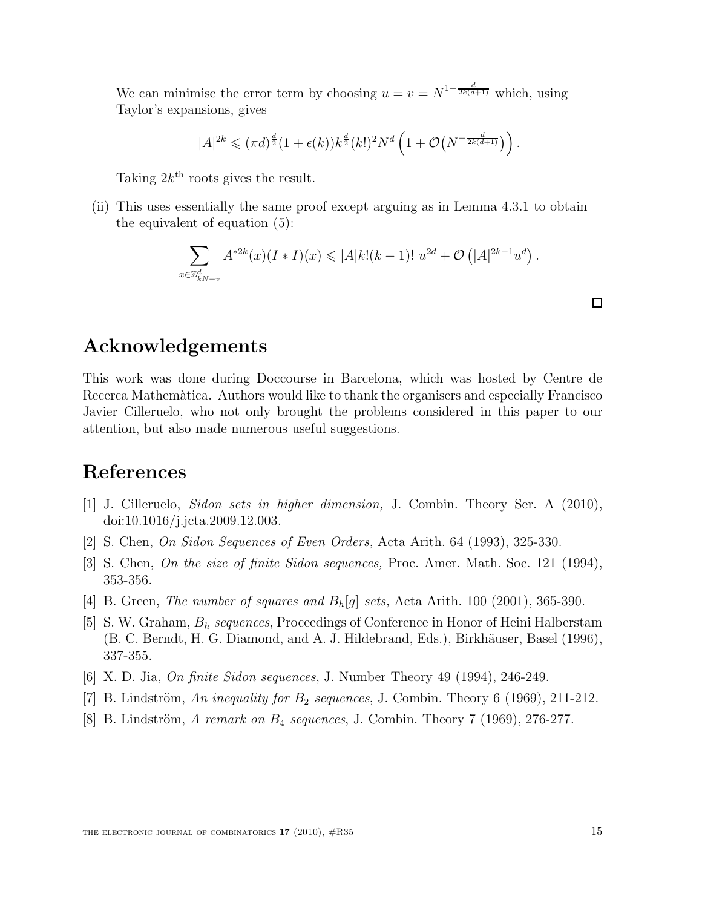We can minimise the error term by choosing $u = v = N^{1-\frac{d}{2k(d+1)}}$ which, using Taylor's expansions, gives

$$|A|^{2k} \leqslant (\pi d)^{\frac{d}{2}}(1+\epsilon(k))k^{\frac{d}{2}}(k!)^2 N^d \left(1 + \mathcal{O}\left(N^{-\frac{d}{2k(d+1)}}\right)\right).$$

Taking $2k^{\text{th}}$ roots gives the result.

(ii) This uses essentially the same proof except arguing as in Lemma 4.3.1 to obtain the equivalent of equation (5):

$$\sum_{x \in \mathbb{Z}^d_{kN+v}} A^{*2k}(x)(I * I)(x) \leqslant |A|k!(k-1)!\ u^{2d} + \mathcal{O}\left(|A|^{2k-1}u^d\right).$$

□

## Acknowledgements

This work was done during Doccourse in Barcelona, which was hosted by Centre de Recerca Matemàtica. Authors would like to thank the organisers and especially Francisco Javier Cilleruelo, who not only brought the problems considered in this paper to our attention, but also made numerous useful suggestions.

## References

[1] J. Cilleruelo, *Sidon sets in higher dimension,* J. Combin. Theory Ser. A (2010), doi:10.1016/j.jcta.2009.12.003.

[2] S. Chen, *On Sidon Sequences of Even Orders,* Acta Arith. 64 (1993), 325-330.

[3] S. Chen, *On the size of finite Sidon sequences,* Proc. Amer. Math. Soc. 121 (1994), 353-356.

[4] B. Green, *The number of squares and $B_h[g]$ sets,* Acta Arith. 100 (2001), 365-390.

[5] S. W. Graham, *$B_h$ sequences*, Proceedings of Conference in Honor of Heini Halberstam (B. C. Berndt, H. G. Diamond, and A. J. Hildebrand, Eds.), Birkhäuser, Basel (1996), 337-355.

[6] X. D. Jia, *On finite Sidon sequences*, J. Number Theory 49 (1994), 246-249.

[7] B. Lindström, *An inequality for $B_2$ sequences*, J. Combin. Theory 6 (1969), 211-212.

[8] B. Lindström, *A remark on $B_4$ sequences*, J. Combin. Theory 7 (1969), 276-277.